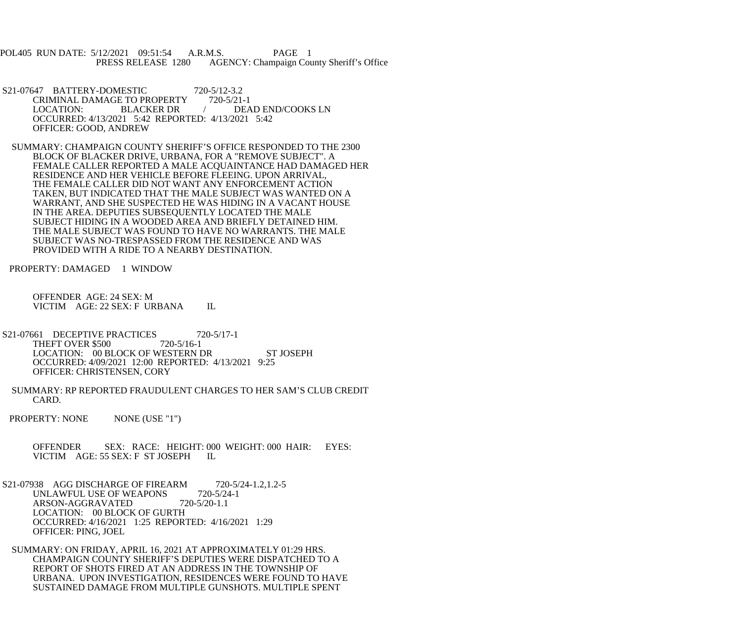POL405 RUN DATE: 5/12/2021 09:51:54 A.R.M.S. PAGE 1
PRESS RELEASE 1280 AGENCY: Champaign County Sheriff's Office

S21-07647 BATTERY-DOMESTIC 720-5/12-3.2
CRIMINAL DAMAGE TO PROPERTY 720-5/21-1
LOCATION: BLACKER DR / DEAD END/COOKS LN
OCCURRED: 4/13/2021 5:42 REPORTED: 4/13/2021 5:42
OFFICER: GOOD, ANDREW

SUMMARY: CHAMPAIGN COUNTY SHERIFF'S OFFICE RESPONDED TO THE 2300 BLOCK OF BLACKER DRIVE, URBANA, FOR A "REMOVE SUBJECT". A FEMALE CALLER REPORTED A MALE ACQUAINTANCE HAD DAMAGED HER RESIDENCE AND HER VEHICLE BEFORE FLEEING. UPON ARRIVAL, THE FEMALE CALLER DID NOT WANT ANY ENFORCEMENT ACTION TAKEN, BUT INDICATED THAT THE MALE SUBJECT WAS WANTED ON A WARRANT, AND SHE SUSPECTED HE WAS HIDING IN A VACANT HOUSE IN THE AREA. DEPUTIES SUBSEQUENTLY LOCATED THE MALE SUBJECT HIDING IN A WOODED AREA AND BRIEFLY DETAINED HIM. THE MALE SUBJECT WAS FOUND TO HAVE NO WARRANTS. THE MALE SUBJECT WAS NO-TRESPASSED FROM THE RESIDENCE AND WAS PROVIDED WITH A RIDE TO A NEARBY DESTINATION.

PROPERTY: DAMAGED 1 WINDOW

OFFENDER AGE: 24 SEX: M
VICTIM AGE: 22 SEX: F URBANA IL

S21-07661 DECEPTIVE PRACTICES 720-5/17-1
THEFT OVER $500 720-5/16-1
LOCATION: 00 BLOCK OF WESTERN DR ST JOSEPH
OCCURRED: 4/09/2021 12:00 REPORTED: 4/13/2021 9:25
OFFICER: CHRISTENSEN, CORY

SUMMARY: RP REPORTED FRAUDULENT CHARGES TO HER SAM'S CLUB CREDIT CARD.

PROPERTY: NONE NONE (USE "1")

OFFENDER SEX: RACE: HEIGHT: 000 WEIGHT: 000 HAIR: EYES:
VICTIM AGE: 55 SEX: F ST JOSEPH IL

S21-07938 AGG DISCHARGE OF FIREARM 720-5/24-1.2,1.2-5
UNLAWFUL USE OF WEAPONS 720-5/24-1
ARSON-AGGRAVATED 720-5/20-1.1
LOCATION: 00 BLOCK OF GURTH
OCCURRED: 4/16/2021 1:25 REPORTED: 4/16/2021 1:29
OFFICER: PING, JOEL

SUMMARY: ON FRIDAY, APRIL 16, 2021 AT APPROXIMATELY 01:29 HRS. CHAMPAIGN COUNTY SHERIFF'S DEPUTIES WERE DISPATCHED TO A REPORT OF SHOTS FIRED AT AN ADDRESS IN THE TOWNSHIP OF URBANA. UPON INVESTIGATION, RESIDENCES WERE FOUND TO HAVE SUSTAINED DAMAGE FROM MULTIPLE GUNSHOTS. MULTIPLE SPENT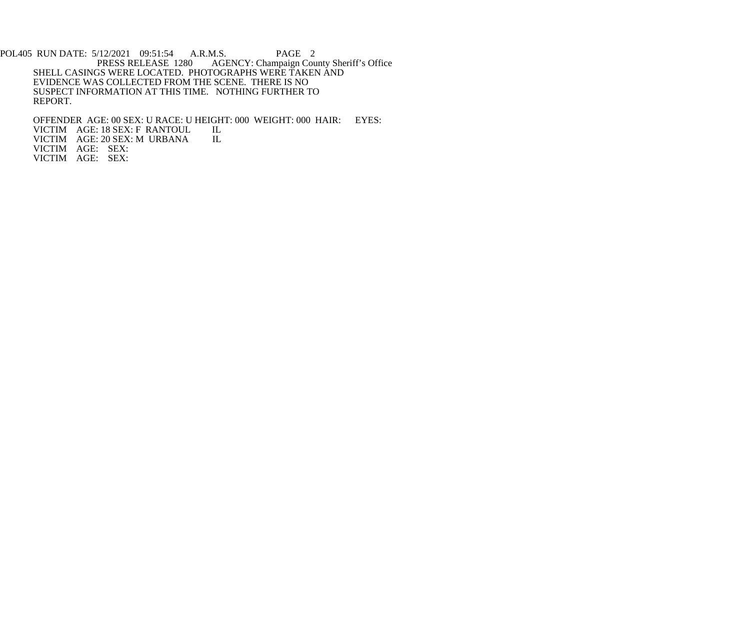SHELL CASINGS WERE LOCATED. PHOTOGRAPHS WERE TAKEN AND EVIDENCE WAS COLLECTED FROM THE SCENE. THERE IS NO SUSPECT INFORMATION AT THIS TIME. NOTHING FURTHER TO REPORT.

OFFENDER AGE: 00 SEX: U RACE: U HEIGHT: 000 WEIGHT: 000 HAIR: EYES:
VICTIM AGE: 18 SEX: F RANTOUL IL
VICTIM AGE: 20 SEX: M URBANA IL
VICTIM AGE: SEX:
VICTIM AGE: SEX: